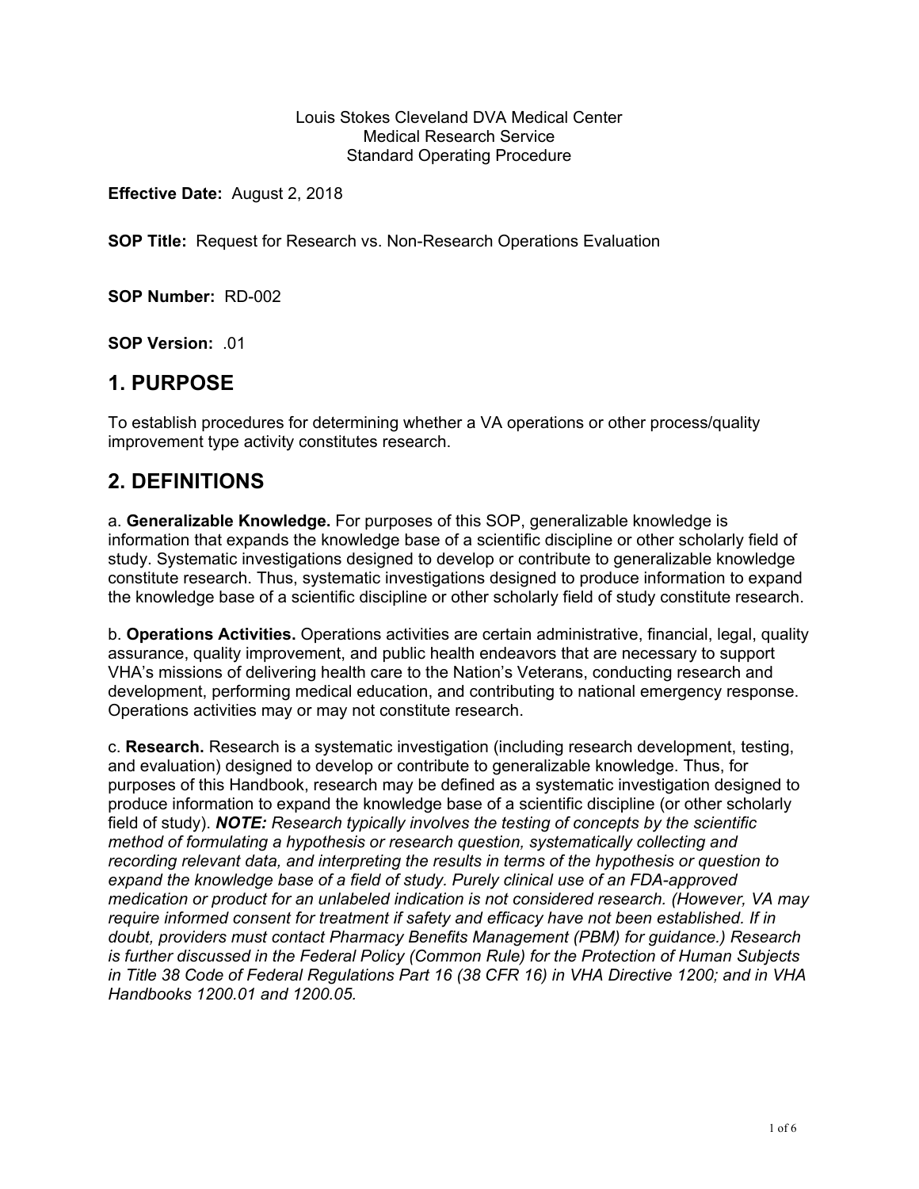Louis Stokes Cleveland DVA Medical Center
Medical Research Service
Standard Operating Procedure

**Effective Date:** August 2, 2018

**SOP Title:** Request for Research vs. Non-Research Operations Evaluation

**SOP Number:** RD-002

**SOP Version:** .01

## 1. PURPOSE

To establish procedures for determining whether a VA operations or other process/quality improvement type activity constitutes research.

## 2. DEFINITIONS

a. **Generalizable Knowledge.** For purposes of this SOP, generalizable knowledge is information that expands the knowledge base of a scientific discipline or other scholarly field of study. Systematic investigations designed to develop or contribute to generalizable knowledge constitute research. Thus, systematic investigations designed to produce information to expand the knowledge base of a scientific discipline or other scholarly field of study constitute research.

b. **Operations Activities.** Operations activities are certain administrative, financial, legal, quality assurance, quality improvement, and public health endeavors that are necessary to support VHA's missions of delivering health care to the Nation's Veterans, conducting research and development, performing medical education, and contributing to national emergency response. Operations activities may or may not constitute research.

c. **Research.** Research is a systematic investigation (including research development, testing, and evaluation) designed to develop or contribute to generalizable knowledge. Thus, for purposes of this Handbook, research may be defined as a systematic investigation designed to produce information to expand the knowledge base of a scientific discipline (or other scholarly field of study). ***NOTE:*** *Research typically involves the testing of concepts by the scientific method of formulating a hypothesis or research question, systematically collecting and recording relevant data, and interpreting the results in terms of the hypothesis or question to expand the knowledge base of a field of study. Purely clinical use of an FDA-approved medication or product for an unlabeled indication is not considered research. (However, VA may require informed consent for treatment if safety and efficacy have not been established. If in doubt, providers must contact Pharmacy Benefits Management (PBM) for guidance.) Research is further discussed in the Federal Policy (Common Rule) for the Protection of Human Subjects in Title 38 Code of Federal Regulations Part 16 (38 CFR 16) in VHA Directive 1200; and in VHA Handbooks 1200.01 and 1200.05.*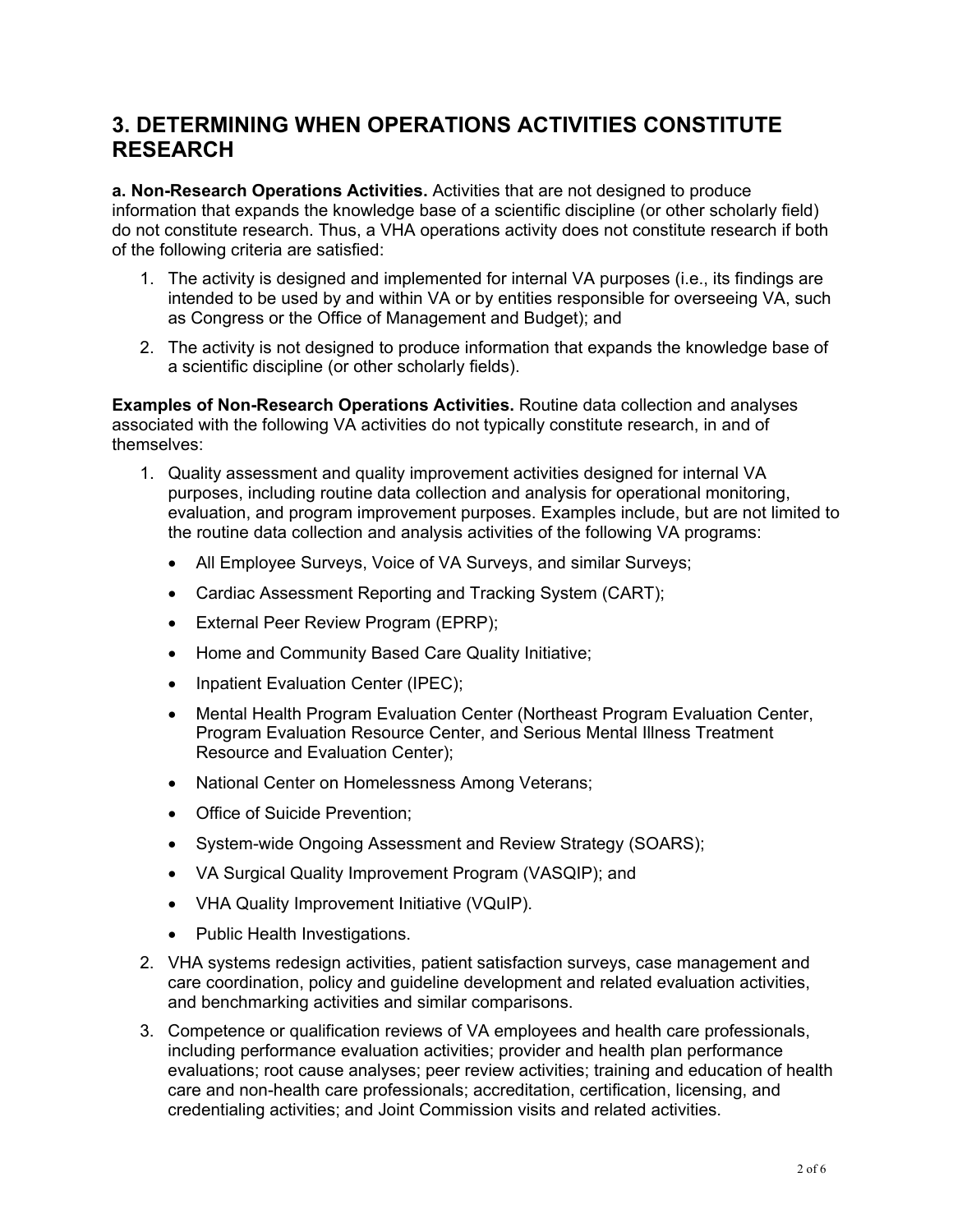## 3. DETERMINING WHEN OPERATIONS ACTIVITIES CONSTITUTE RESEARCH

**a. Non-Research Operations Activities.** Activities that are not designed to produce information that expands the knowledge base of a scientific discipline (or other scholarly field) do not constitute research. Thus, a VHA operations activity does not constitute research if both of the following criteria are satisfied:

1. The activity is designed and implemented for internal VA purposes (i.e., its findings are intended to be used by and within VA or by entities responsible for overseeing VA, such as Congress or the Office of Management and Budget); and
2. The activity is not designed to produce information that expands the knowledge base of a scientific discipline (or other scholarly fields).

**Examples of Non-Research Operations Activities.** Routine data collection and analyses associated with the following VA activities do not typically constitute research, in and of themselves:

1. Quality assessment and quality improvement activities designed for internal VA purposes, including routine data collection and analysis for operational monitoring, evaluation, and program improvement purposes. Examples include, but are not limited to the routine data collection and analysis activities of the following VA programs:
   - All Employee Surveys, Voice of VA Surveys, and similar Surveys;
   - Cardiac Assessment Reporting and Tracking System (CART);
   - External Peer Review Program (EPRP);
   - Home and Community Based Care Quality Initiative;
   - Inpatient Evaluation Center (IPEC);
   - Mental Health Program Evaluation Center (Northeast Program Evaluation Center, Program Evaluation Resource Center, and Serious Mental Illness Treatment Resource and Evaluation Center);
   - National Center on Homelessness Among Veterans;
   - Office of Suicide Prevention;
   - System-wide Ongoing Assessment and Review Strategy (SOARS);
   - VA Surgical Quality Improvement Program (VASQIP); and
   - VHA Quality Improvement Initiative (VQuIP).
   - Public Health Investigations.
2. VHA systems redesign activities, patient satisfaction surveys, case management and care coordination, policy and guideline development and related evaluation activities, and benchmarking activities and similar comparisons.
3. Competence or qualification reviews of VA employees and health care professionals, including performance evaluation activities; provider and health plan performance evaluations; root cause analyses; peer review activities; training and education of health care and non-health care professionals; accreditation, certification, licensing, and credentialing activities; and Joint Commission visits and related activities.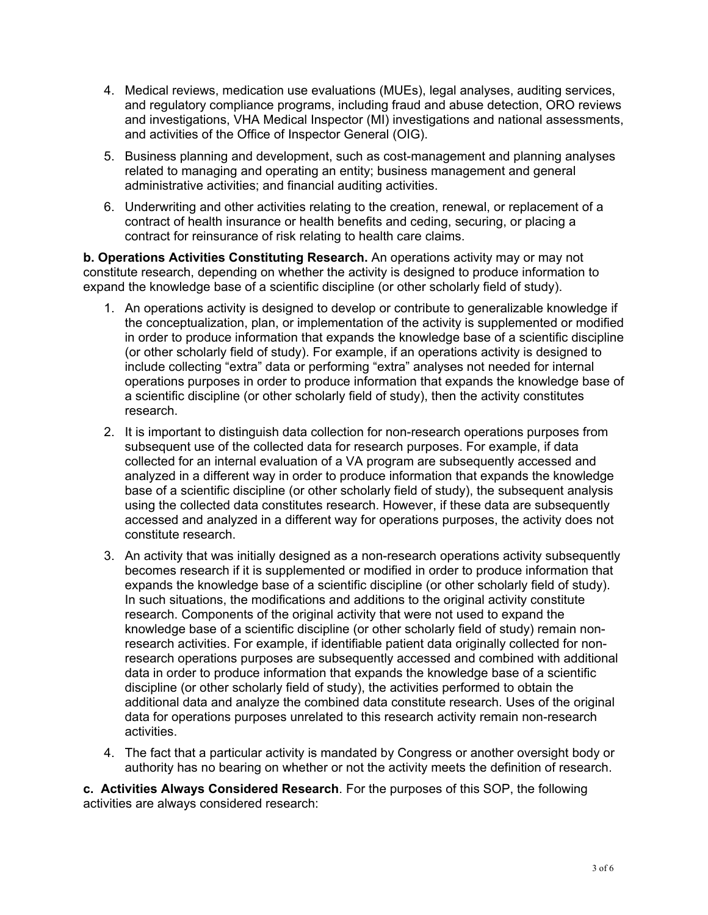4. Medical reviews, medication use evaluations (MUEs), legal analyses, auditing services, and regulatory compliance programs, including fraud and abuse detection, ORO reviews and investigations, VHA Medical Inspector (MI) investigations and national assessments, and activities of the Office of Inspector General (OIG).
5. Business planning and development, such as cost-management and planning analyses related to managing and operating an entity; business management and general administrative activities; and financial auditing activities.
6. Underwriting and other activities relating to the creation, renewal, or replacement of a contract of health insurance or health benefits and ceding, securing, or placing a contract for reinsurance of risk relating to health care claims.

**b. Operations Activities Constituting Research.** An operations activity may or may not constitute research, depending on whether the activity is designed to produce information to expand the knowledge base of a scientific discipline (or other scholarly field of study).

1. An operations activity is designed to develop or contribute to generalizable knowledge if the conceptualization, plan, or implementation of the activity is supplemented or modified in order to produce information that expands the knowledge base of a scientific discipline (or other scholarly field of study). For example, if an operations activity is designed to include collecting "extra" data or performing "extra" analyses not needed for internal operations purposes in order to produce information that expands the knowledge base of a scientific discipline (or other scholarly field of study), then the activity constitutes research.
2. It is important to distinguish data collection for non-research operations purposes from subsequent use of the collected data for research purposes. For example, if data collected for an internal evaluation of a VA program are subsequently accessed and analyzed in a different way in order to produce information that expands the knowledge base of a scientific discipline (or other scholarly field of study), the subsequent analysis using the collected data constitutes research. However, if these data are subsequently accessed and analyzed in a different way for operations purposes, the activity does not constitute research.
3. An activity that was initially designed as a non-research operations activity subsequently becomes research if it is supplemented or modified in order to produce information that expands the knowledge base of a scientific discipline (or other scholarly field of study). In such situations, the modifications and additions to the original activity constitute research. Components of the original activity that were not used to expand the knowledge base of a scientific discipline (or other scholarly field of study) remain non-research activities. For example, if identifiable patient data originally collected for non-research operations purposes are subsequently accessed and combined with additional data in order to produce information that expands the knowledge base of a scientific discipline (or other scholarly field of study), the activities performed to obtain the additional data and analyze the combined data constitute research. Uses of the original data for operations purposes unrelated to this research activity remain non-research activities.
4. The fact that a particular activity is mandated by Congress or another oversight body or authority has no bearing on whether or not the activity meets the definition of research.

**c. Activities Always Considered Research**. For the purposes of this SOP, the following activities are always considered research: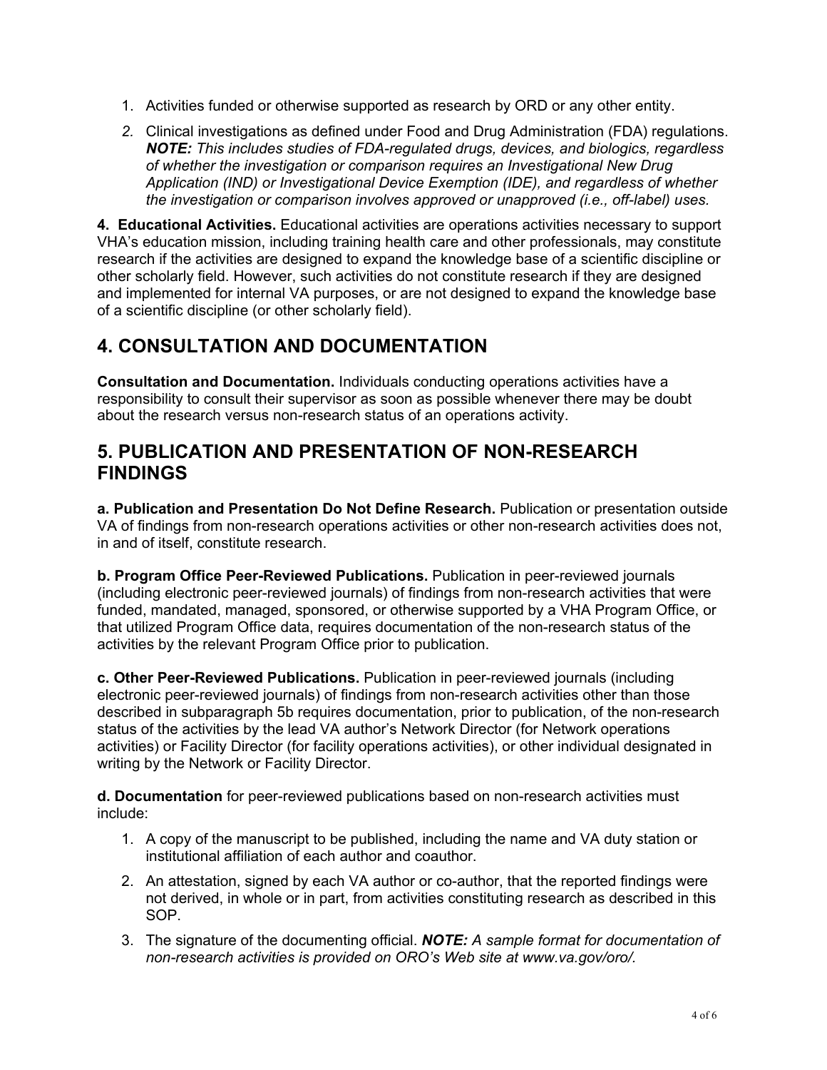1. Activities funded or otherwise supported as research by ORD or any other entity.
2. Clinical investigations as defined under Food and Drug Administration (FDA) regulations. ***NOTE:*** *This includes studies of FDA-regulated drugs, devices, and biologics, regardless of whether the investigation or comparison requires an Investigational New Drug Application (IND) or Investigational Device Exemption (IDE), and regardless of whether the investigation or comparison involves approved or unapproved (i.e., off-label) uses.*

**4. Educational Activities.** Educational activities are operations activities necessary to support VHA's education mission, including training health care and other professionals, may constitute research if the activities are designed to expand the knowledge base of a scientific discipline or other scholarly field. However, such activities do not constitute research if they are designed and implemented for internal VA purposes, or are not designed to expand the knowledge base of a scientific discipline (or other scholarly field).

## 4. CONSULTATION AND DOCUMENTATION

**Consultation and Documentation.** Individuals conducting operations activities have a responsibility to consult their supervisor as soon as possible whenever there may be doubt about the research versus non-research status of an operations activity.

## 5. PUBLICATION AND PRESENTATION OF NON-RESEARCH FINDINGS

**a. Publication and Presentation Do Not Define Research.** Publication or presentation outside VA of findings from non-research operations activities or other non-research activities does not, in and of itself, constitute research.

**b. Program Office Peer-Reviewed Publications.** Publication in peer-reviewed journals (including electronic peer-reviewed journals) of findings from non-research activities that were funded, mandated, managed, sponsored, or otherwise supported by a VHA Program Office, or that utilized Program Office data, requires documentation of the non-research status of the activities by the relevant Program Office prior to publication.

**c. Other Peer-Reviewed Publications.** Publication in peer-reviewed journals (including electronic peer-reviewed journals) of findings from non-research activities other than those described in subparagraph 5b requires documentation, prior to publication, of the non-research status of the activities by the lead VA author's Network Director (for Network operations activities) or Facility Director (for facility operations activities), or other individual designated in writing by the Network or Facility Director.

**d. Documentation** for peer-reviewed publications based on non-research activities must include:

1. A copy of the manuscript to be published, including the name and VA duty station or institutional affiliation of each author and coauthor.
2. An attestation, signed by each VA author or co-author, that the reported findings were not derived, in whole or in part, from activities constituting research as described in this SOP.
3. The signature of the documenting official. ***NOTE:*** *A sample format for documentation of non-research activities is provided on ORO's Web site at www.va.gov/oro/.*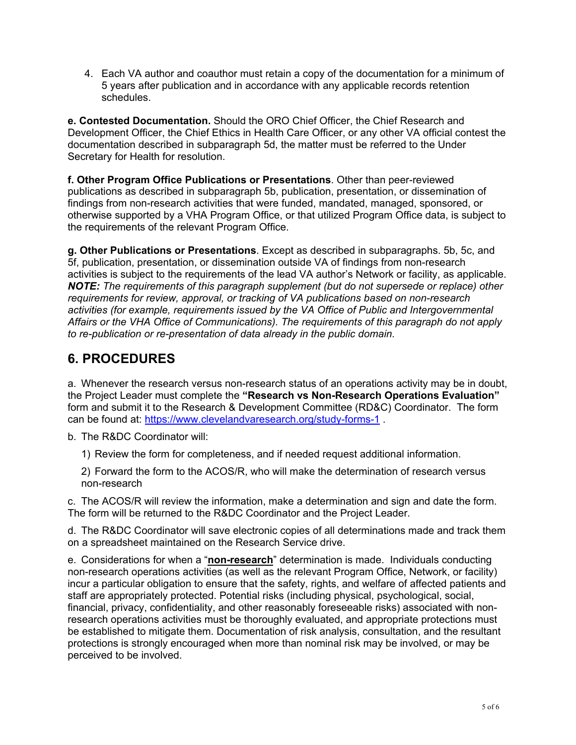4. Each VA author and coauthor must retain a copy of the documentation for a minimum of 5 years after publication and in accordance with any applicable records retention schedules.

**e. Contested Documentation.** Should the ORO Chief Officer, the Chief Research and Development Officer, the Chief Ethics in Health Care Officer, or any other VA official contest the documentation described in subparagraph 5d, the matter must be referred to the Under Secretary for Health for resolution.

**f. Other Program Office Publications or Presentations**. Other than peer-reviewed publications as described in subparagraph 5b, publication, presentation, or dissemination of findings from non-research activities that were funded, mandated, managed, sponsored, or otherwise supported by a VHA Program Office, or that utilized Program Office data, is subject to the requirements of the relevant Program Office.

**g. Other Publications or Presentations**. Except as described in subparagraphs. 5b, 5c, and 5f, publication, presentation, or dissemination outside VA of findings from non-research activities is subject to the requirements of the lead VA author's Network or facility, as applicable. ***NOTE:*** *The requirements of this paragraph supplement (but do not supersede or replace) other requirements for review, approval, or tracking of VA publications based on non-research activities (for example, requirements issued by the VA Office of Public and Intergovernmental Affairs or the VHA Office of Communications). The requirements of this paragraph do not apply to re-publication or re-presentation of data already in the public domain.*

## 6. PROCEDURES

a. Whenever the research versus non-research status of an operations activity may be in doubt, the Project Leader must complete the **"Research vs Non-Research Operations Evaluation"** form and submit it to the Research & Development Committee (RD&C) Coordinator. The form can be found at: https://www.clevelandvaresearch.org/study-forms-1 .

b. The R&DC Coordinator will:

1) Review the form for completeness, and if needed request additional information.

2) Forward the form to the ACOS/R, who will make the determination of research versus non-research

c. The ACOS/R will review the information, make a determination and sign and date the form. The form will be returned to the R&DC Coordinator and the Project Leader.

d. The R&DC Coordinator will save electronic copies of all determinations made and track them on a spreadsheet maintained on the Research Service drive.

e. Considerations for when a "**non-research**" determination is made. Individuals conducting non-research operations activities (as well as the relevant Program Office, Network, or facility) incur a particular obligation to ensure that the safety, rights, and welfare of affected patients and staff are appropriately protected. Potential risks (including physical, psychological, social, financial, privacy, confidentiality, and other reasonably foreseeable risks) associated with non-research operations activities must be thoroughly evaluated, and appropriate protections must be established to mitigate them. Documentation of risk analysis, consultation, and the resultant protections is strongly encouraged when more than nominal risk may be involved, or may be perceived to be involved.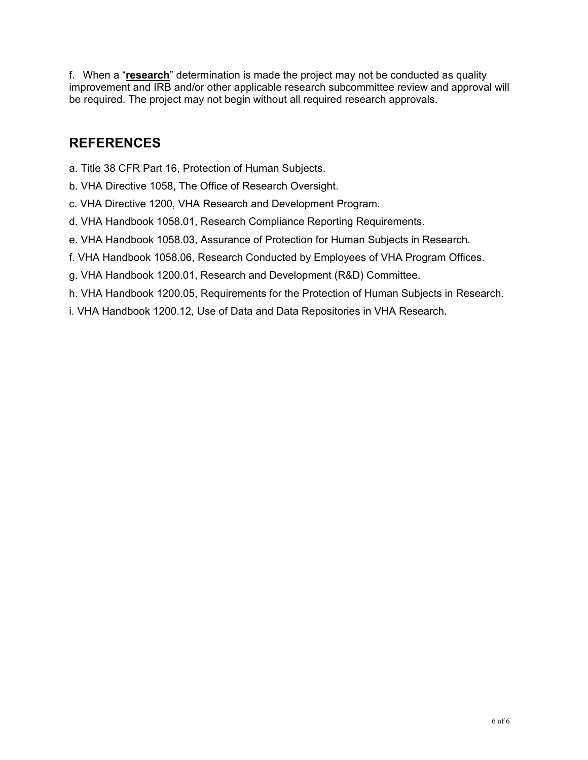f. When a "**research**" determination is made the project may not be conducted as quality improvement and IRB and/or other applicable research subcommittee review and approval will be required. The project may not begin without all required research approvals.

## REFERENCES

a. Title 38 CFR Part 16, Protection of Human Subjects.

b. VHA Directive 1058, The Office of Research Oversight.

c. VHA Directive 1200, VHA Research and Development Program.

d. VHA Handbook 1058.01, Research Compliance Reporting Requirements.

e. VHA Handbook 1058.03, Assurance of Protection for Human Subjects in Research.

f. VHA Handbook 1058.06, Research Conducted by Employees of VHA Program Offices.

g. VHA Handbook 1200.01, Research and Development (R&D) Committee.

h. VHA Handbook 1200.05, Requirements for the Protection of Human Subjects in Research.

i. VHA Handbook 1200.12, Use of Data and Data Repositories in VHA Research.